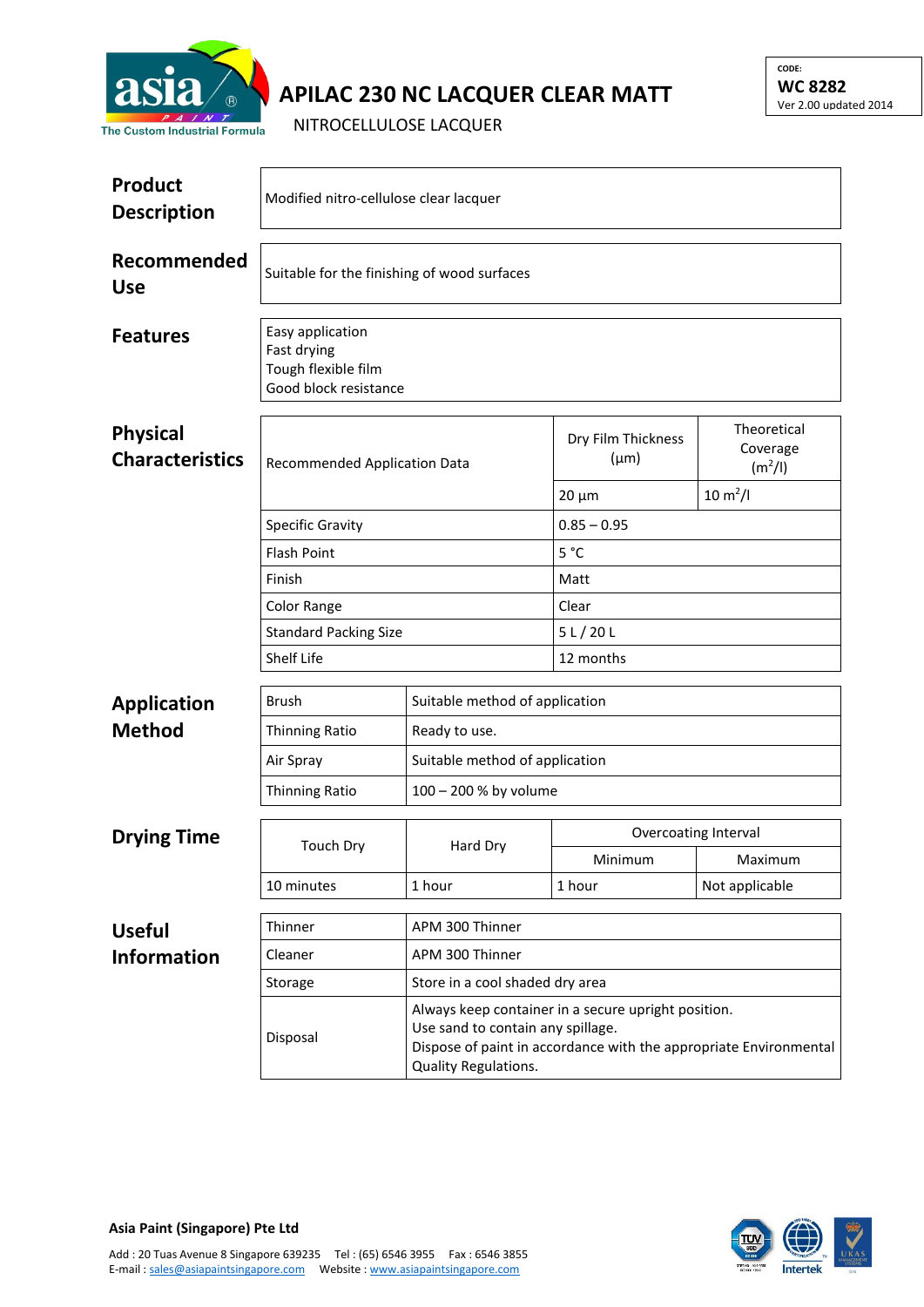asia PAINT®
The Custom Industrial Formula

# APILAC 230 NC LACQUER CLEAR MATT

NITROCELLULOSE LACQUER

CODE:
**WC 8282**
Ver 2.00 updated 2014

## Product Description

Modified nitro-cellulose clear lacquer

## Recommended Use

Suitable for the finishing of wood surfaces

## Features

Easy application
Fast drying
Tough flexible film
Good block resistance

## Physical Characteristics

| Recommended Application Data | Dry Film Thickness (µm) | Theoretical Coverage ($m^2$/l) |
|---|---|---|
| | 20 µm | 10 $m^2$/l |
| Specific Gravity | 0.85 – 0.95 | |
| Flash Point | 5 °C | |
| Finish | Matt | |
| Color Range | Clear | |
| Standard Packing Size | 5 L / 20 L | |
| Shelf Life | 12 months | |

## Application Method

| | |
|---|---|
| Brush | Suitable method of application |
| Thinning Ratio | Ready to use. |
| Air Spray | Suitable method of application |
| Thinning Ratio | 100 – 200 % by volume |

## Drying Time

| Touch Dry | Hard Dry | Overcoating Interval | |
|---|---|---|---|
| | | Minimum | Maximum |
| 10 minutes | 1 hour | 1 hour | Not applicable |

## Useful Information

| | |
|---|---|
| Thinner | APM 300 Thinner |
| Cleaner | APM 300 Thinner |
| Storage | Store in a cool shaded dry area |
| Disposal | Always keep container in a secure upright position.<br>Use sand to contain any spillage.<br>Dispose of paint in accordance with the appropriate Environmental Quality Regulations. |

**Asia Paint (Singapore) Pte Ltd**

Add : 20 Tuas Avenue 8 Singapore 639235 Tel : (65) 6546 3955 Fax : 6546 3855
E-mail : sales@asiapaintsingapore.com Website : www.asiapaintsingapore.com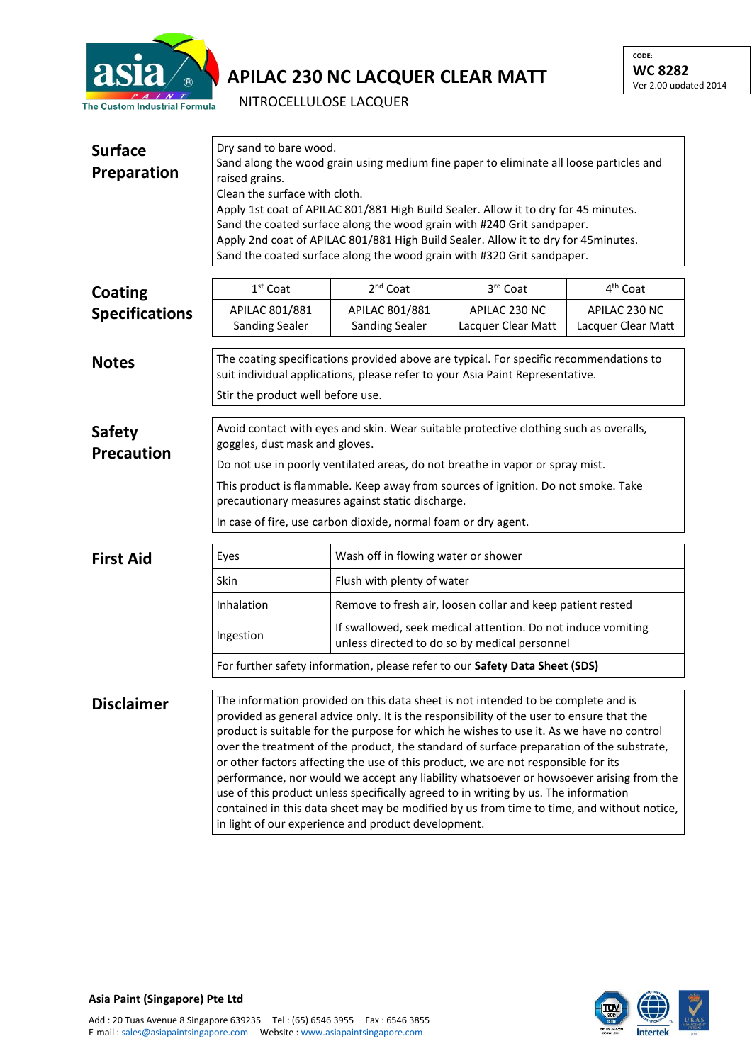# APILAC 230 NC LACQUER CLEAR MATT

NITROCELLULOSE LACQUER

CODE:
**WC 8282**
Ver 2.00 updated 2014

## Surface Preparation

Dry sand to bare wood.
Sand along the wood grain using medium fine paper to eliminate all loose particles and raised grains.
Clean the surface with cloth.
Apply 1st coat of APILAC 801/881 High Build Sealer. Allow it to dry for 45 minutes.
Sand the coated surface along the wood grain with #240 Grit sandpaper.
Apply 2nd coat of APILAC 801/881 High Build Sealer. Allow it to dry for 45minutes.
Sand the coated surface along the wood grain with #320 Grit sandpaper.

## Coating Specifications

| 1st Coat | 2nd Coat | 3rd Coat | 4th Coat |
|---|---|---|---|
| APILAC 801/881 Sanding Sealer | APILAC 801/881 Sanding Sealer | APILAC 230 NC Lacquer Clear Matt | APILAC 230 NC Lacquer Clear Matt |

## Notes

The coating specifications provided above are typical. For specific recommendations to suit individual applications, please refer to your Asia Paint Representative.

Stir the product well before use.

## Safety Precaution

Avoid contact with eyes and skin. Wear suitable protective clothing such as overalls, goggles, dust mask and gloves.

Do not use in poorly ventilated areas, do not breathe in vapor or spray mist.

This product is flammable. Keep away from sources of ignition. Do not smoke. Take precautionary measures against static discharge.

In case of fire, use carbon dioxide, normal foam or dry agent.

## First Aid

| | |
|---|---|
| Eyes | Wash off in flowing water or shower |
| Skin | Flush with plenty of water |
| Inhalation | Remove to fresh air, loosen collar and keep patient rested |
| Ingestion | If swallowed, seek medical attention. Do not induce vomiting unless directed to do so by medical personnel |
| For further safety information, please refer to our **Safety Data Sheet (SDS)** | |

## Disclaimer

The information provided on this data sheet is not intended to be complete and is provided as general advice only. It is the responsibility of the user to ensure that the product is suitable for the purpose for which he wishes to use it. As we have no control over the treatment of the product, the standard of surface preparation of the substrate, or other factors affecting the use of this product, we are not responsible for its performance, nor would we accept any liability whatsoever or howsoever arising from the use of this product unless specifically agreed to in writing by us. The information contained in this data sheet may be modified by us from time to time, and without notice, in light of our experience and product development.

**Asia Paint (Singapore) Pte Ltd**

Add : 20 Tuas Avenue 8 Singapore 639235 Tel : (65) 6546 3955 Fax : 6546 3855
E-mail : sales@asiapaintsingapore.com Website : www.asiapaintsingapore.com